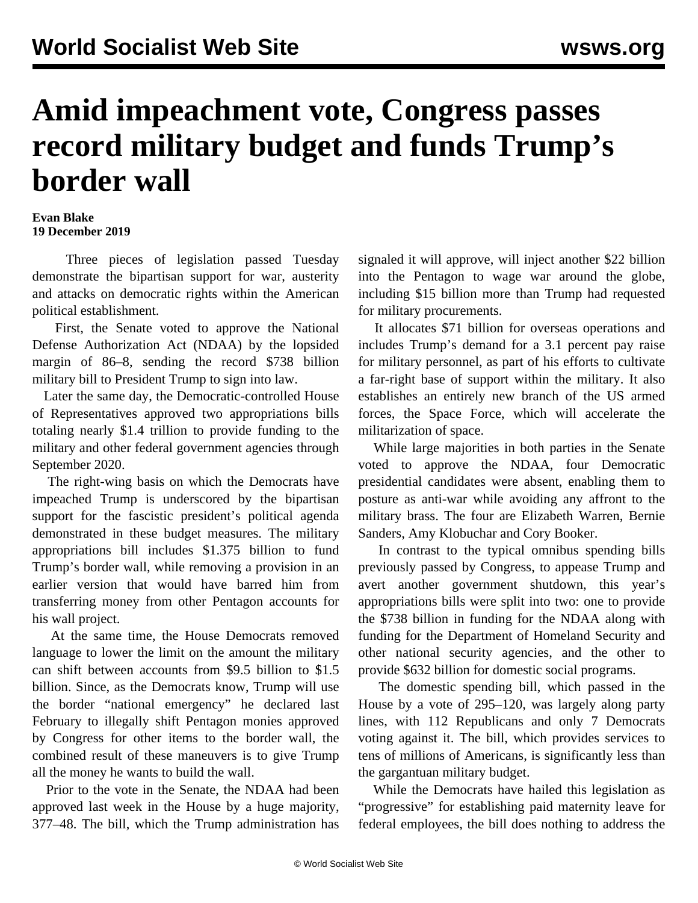# Amid impeachment vote, Congress passes record military budget and funds Trump's border wall

**Evan Blake**
**19 December 2019**

Three pieces of legislation passed Tuesday demonstrate the bipartisan support for war, austerity and attacks on democratic rights within the American political establishment.

First, the Senate voted to approve the National Defense Authorization Act (NDAA) by the lopsided margin of 86–8, sending the record $738 billion military bill to President Trump to sign into law.

Later the same day, the Democratic-controlled House of Representatives approved two appropriations bills totaling nearly $1.4 trillion to provide funding to the military and other federal government agencies through September 2020.

The right-wing basis on which the Democrats have impeached Trump is underscored by the bipartisan support for the fascistic president's political agenda demonstrated in these budget measures. The military appropriations bill includes $1.375 billion to fund Trump's border wall, while removing a provision in an earlier version that would have barred him from transferring money from other Pentagon accounts for his wall project.

At the same time, the House Democrats removed language to lower the limit on the amount the military can shift between accounts from $9.5 billion to $1.5 billion. Since, as the Democrats know, Trump will use the border "national emergency" he declared last February to illegally shift Pentagon monies approved by Congress for other items to the border wall, the combined result of these maneuvers is to give Trump all the money he wants to build the wall.

Prior to the vote in the Senate, the NDAA had been approved last week in the House by a huge majority, 377–48. The bill, which the Trump administration has signaled it will approve, will inject another $22 billion into the Pentagon to wage war around the globe, including $15 billion more than Trump had requested for military procurements.

It allocates $71 billion for overseas operations and includes Trump's demand for a 3.1 percent pay raise for military personnel, as part of his efforts to cultivate a far-right base of support within the military. It also establishes an entirely new branch of the US armed forces, the Space Force, which will accelerate the militarization of space.

While large majorities in both parties in the Senate voted to approve the NDAA, four Democratic presidential candidates were absent, enabling them to posture as anti-war while avoiding any affront to the military brass. The four are Elizabeth Warren, Bernie Sanders, Amy Klobuchar and Cory Booker.

In contrast to the typical omnibus spending bills previously passed by Congress, to appease Trump and avert another government shutdown, this year's appropriations bills were split into two: one to provide the $738 billion in funding for the NDAA along with funding for the Department of Homeland Security and other national security agencies, and the other to provide $632 billion for domestic social programs.

The domestic spending bill, which passed in the House by a vote of 295–120, was largely along party lines, with 112 Republicans and only 7 Democrats voting against it. The bill, which provides services to tens of millions of Americans, is significantly less than the gargantuan military budget.

While the Democrats have hailed this legislation as "progressive" for establishing paid maternity leave for federal employees, the bill does nothing to address the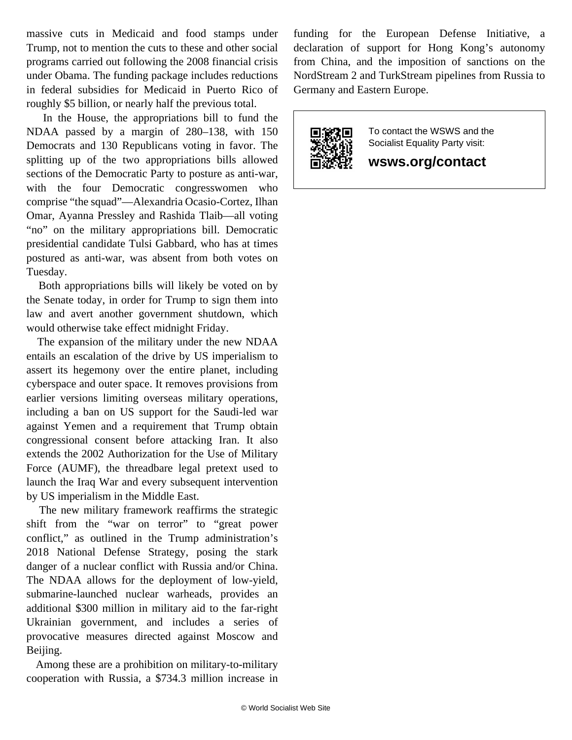massive cuts in Medicaid and food stamps under Trump, not to mention the cuts to these and other social programs carried out following the 2008 financial crisis under Obama. The funding package includes reductions in federal subsidies for Medicaid in Puerto Rico of roughly $5 billion, or nearly half the previous total.

In the House, the appropriations bill to fund the NDAA passed by a margin of 280–138, with 150 Democrats and 130 Republicans voting in favor. The splitting up of the two appropriations bills allowed sections of the Democratic Party to posture as anti-war, with the four Democratic congresswomen who comprise "the squad"—Alexandria Ocasio-Cortez, Ilhan Omar, Ayanna Pressley and Rashida Tlaib—all voting "no" on the military appropriations bill. Democratic presidential candidate Tulsi Gabbard, who has at times postured as anti-war, was absent from both votes on Tuesday.

Both appropriations bills will likely be voted on by the Senate today, in order for Trump to sign them into law and avert another government shutdown, which would otherwise take effect midnight Friday.

The expansion of the military under the new NDAA entails an escalation of the drive by US imperialism to assert its hegemony over the entire planet, including cyberspace and outer space. It removes provisions from earlier versions limiting overseas military operations, including a ban on US support for the Saudi-led war against Yemen and a requirement that Trump obtain congressional consent before attacking Iran. It also extends the 2002 Authorization for the Use of Military Force (AUMF), the threadbare legal pretext used to launch the Iraq War and every subsequent intervention by US imperialism in the Middle East.

The new military framework reaffirms the strategic shift from the "war on terror" to "great power conflict," as outlined in the Trump administration's 2018 National Defense Strategy, posing the stark danger of a nuclear conflict with Russia and/or China. The NDAA allows for the deployment of low-yield, submarine-launched nuclear warheads, provides an additional $300 million in military aid to the far-right Ukrainian government, and includes a series of provocative measures directed against Moscow and Beijing.

Among these are a prohibition on military-to-military cooperation with Russia, a $734.3 million increase in funding for the European Defense Initiative, a declaration of support for Hong Kong's autonomy from China, and the imposition of sanctions on the NordStream 2 and TurkStream pipelines from Russia to Germany and Eastern Europe.

To contact the WSWS and the Socialist Equality Party visit:

**wsws.org/contact**